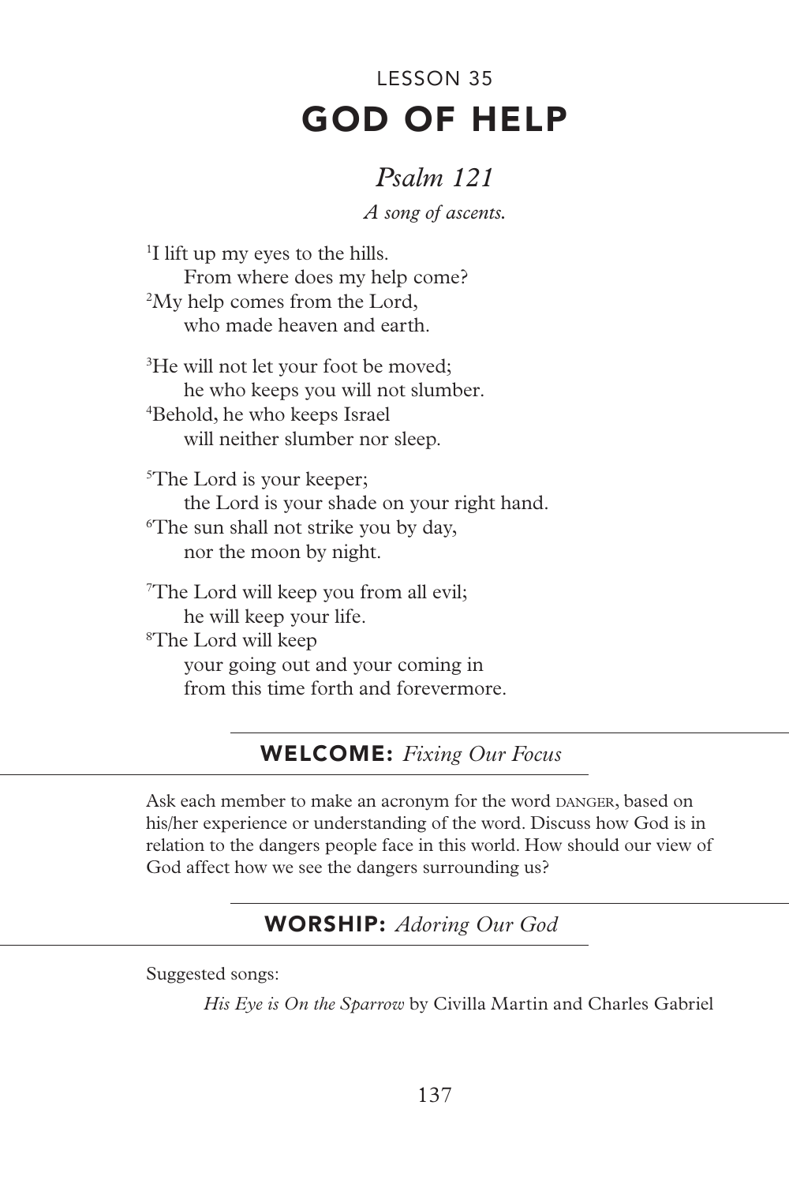LESSON 35

# GOD OF HELP

## *Psalm 121*

*A song of ascents.*

[1]I lift up my eyes to the hills.
From where does my help come?
[2]My help comes from the Lord,
who made heaven and earth.

[3]He will not let your foot be moved;
he who keeps you will not slumber.
[4]Behold, he who keeps Israel
will neither slumber nor sleep.

[5]The Lord is your keeper;
the Lord is your shade on your right hand.
[6]The sun shall not strike you by day,
nor the moon by night.

[7]The Lord will keep you from all evil;
he will keep your life.
[8]The Lord will keep
your going out and your coming in
from this time forth and forevermore.

## WELCOME: *Fixing Our Focus*

Ask each member to make an acronym for the word DANGER, based on his/her experience or understanding of the word. Discuss how God is in relation to the dangers people face in this world. How should our view of God affect how we see the dangers surrounding us?

## WORSHIP: *Adoring Our God*

Suggested songs:

*His Eye is On the Sparrow* by Civilla Martin and Charles Gabriel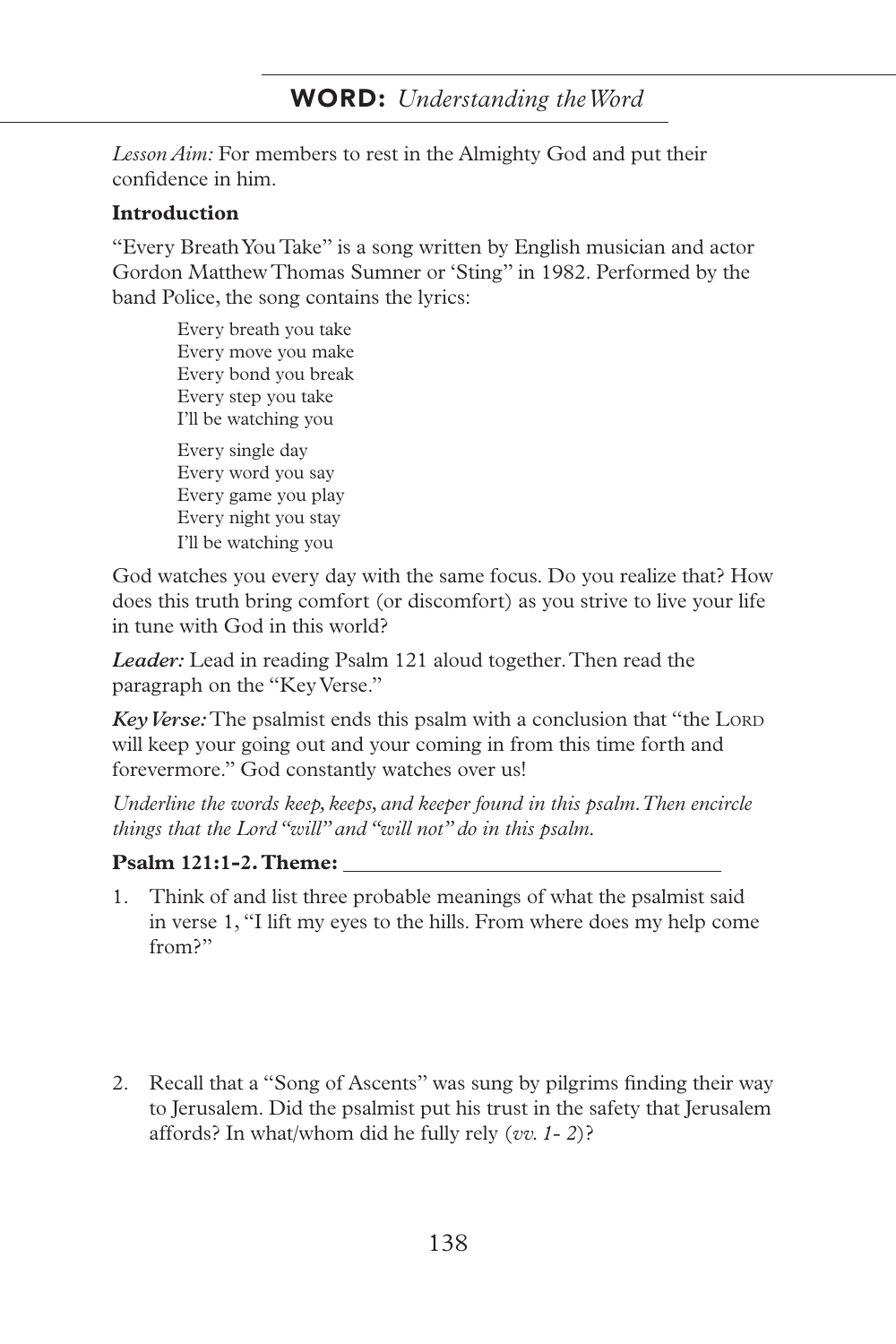## **WORD:** *Understanding the Word*

*Lesson Aim:* For members to rest in the Almighty God and put their confidence in him.

**Introduction**

"Every Breath You Take" is a song written by English musician and actor Gordon Matthew Thomas Sumner or 'Sting" in 1982. Performed by the band Police, the song contains the lyrics:

> Every breath you take
> Every move you make
> Every bond you break
> Every step you take
> I'll be watching you
>
> Every single day
> Every word you say
> Every game you play
> Every night you stay
> I'll be watching you

God watches you every day with the same focus. Do you realize that? How does this truth bring comfort (or discomfort) as you strive to live your life in tune with God in this world?

***Leader:*** Lead in reading Psalm 121 aloud together. Then read the paragraph on the "Key Verse."

***Key Verse:*** The psalmist ends this psalm with a conclusion that "the LORD will keep your going out and your coming in from this time forth and forevermore." God constantly watches over us!

*Underline the words keep, keeps, and keeper found in this psalm. Then encircle things that the Lord "will" and "will not" do in this psalm.*

**Psalm 121:1-2. Theme:** ________________________________

1. Think of and list three probable meanings of what the psalmist said in verse 1, "I lift my eyes to the hills. From where does my help come from?"

2. Recall that a "Song of Ascents" was sung by pilgrims finding their way to Jerusalem. Did the psalmist put his trust in the safety that Jerusalem affords? In what/whom did he fully rely (*vv. 1- 2*)?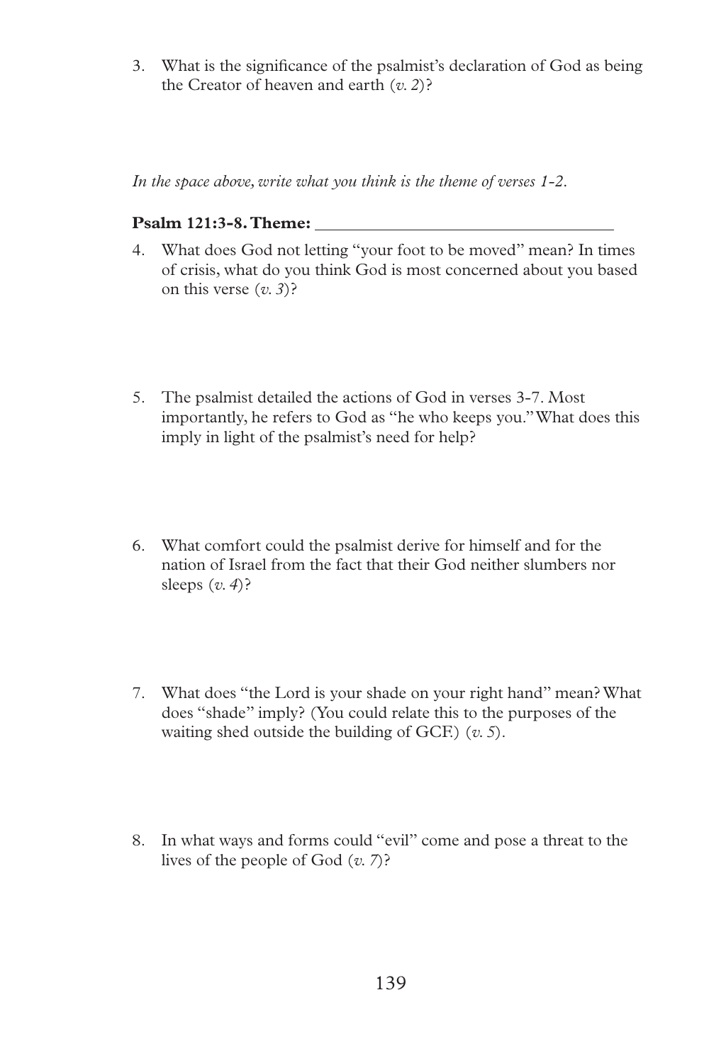3. What is the significance of the psalmist's declaration of God as being the Creator of heaven and earth (*v. 2*)?

*In the space above, write what you think is the theme of verses 1-2.*

**Psalm 121:3-8. Theme:** ___________________________________

4. What does God not letting "your foot to be moved" mean? In times of crisis, what do you think God is most concerned about you based on this verse (*v. 3*)?

5. The psalmist detailed the actions of God in verses 3-7. Most importantly, he refers to God as "he who keeps you." What does this imply in light of the psalmist's need for help?

6. What comfort could the psalmist derive for himself and for the nation of Israel from the fact that their God neither slumbers nor sleeps (*v. 4*)?

7. What does "the Lord is your shade on your right hand" mean? What does "shade" imply? (You could relate this to the purposes of the waiting shed outside the building of GCF.) (*v. 5*).

8. In what ways and forms could "evil" come and pose a threat to the lives of the people of God (*v. 7*)?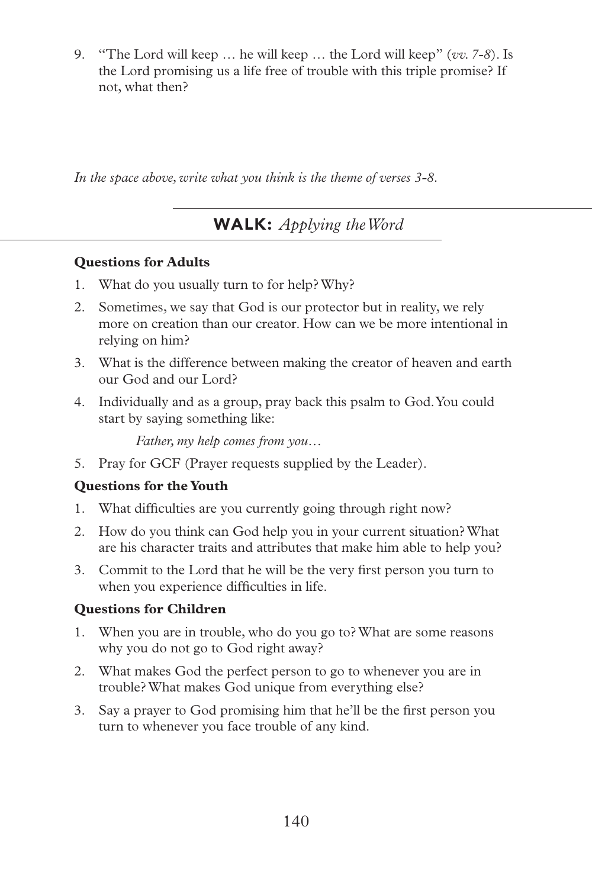9. "The Lord will keep … he will keep … the Lord will keep" (*vv. 7-8*). Is the Lord promising us a life free of trouble with this triple promise? If not, what then?

*In the space above, write what you think is the theme of verses 3-8.*

## **WALK:** *Applying the Word*

**Questions for Adults**

1. What do you usually turn to for help? Why?
2. Sometimes, we say that God is our protector but in reality, we rely more on creation than our creator. How can we be more intentional in relying on him?
3. What is the difference between making the creator of heaven and earth our God and our Lord?
4. Individually and as a group, pray back this psalm to God. You could start by saying something like:

   *Father, my help comes from you…*

5. Pray for GCF (Prayer requests supplied by the Leader).

**Questions for the Youth**

1. What difficulties are you currently going through right now?
2. How do you think can God help you in your current situation? What are his character traits and attributes that make him able to help you?
3. Commit to the Lord that he will be the very first person you turn to when you experience difficulties in life.

**Questions for Children**

1. When you are in trouble, who do you go to? What are some reasons why you do not go to God right away?
2. What makes God the perfect person to go to whenever you are in trouble? What makes God unique from everything else?
3. Say a prayer to God promising him that he'll be the first person you turn to whenever you face trouble of any kind.